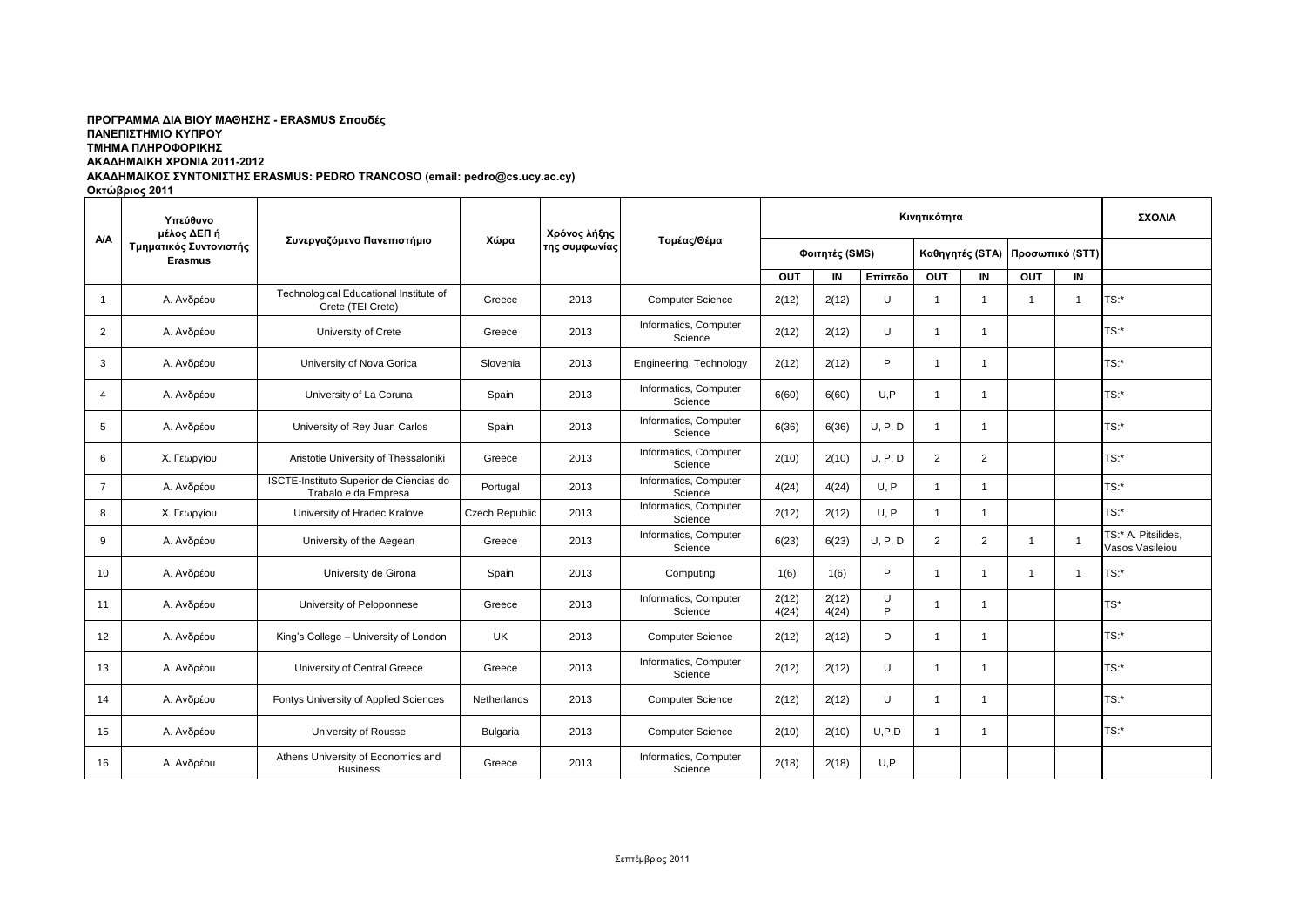**ΠΡΟΓΡΑΜΜΑ ΔΙΑ ΒΙΟΥ ΜΑΘΗΣΗΣ - ERASMUS Σπουδές**
**ΠΑΝΕΠΙΣΤΗΜΙΟ ΚΥΠΡΟΥ**
**ΤΜΗΜΑ ΠΛΗΡΟΦΟΡΙΚΗΣ**
**ΑΚΑΔΗΜΑΙΚΗ ΧΡΟΝΙΑ 2011-2012**
**ΑΚΑΔΗΜΑΙΚΟΣ ΣΥΝΤΟΝΙΣΤΗΣ ERASMUS: PEDRO TRANCOSO (email: pedro@cs.ucy.ac.cy)**
**Οκτώβριος 2011**

| Α/Α | Υπεύθυνο μέλος ΔΕΠ ή Τμηματικός Συντονιστής Erasmus | Συνεργαζόμενο Πανεπιστήμιο | Χώρα | Χρόνος λήξης της συμφωνίας | Τομέας/Θέμα | Κινητικότητα | | | | | | | ΣΧΟΛΙΑ |
|---|---|---|---|---|---|---|---|---|---|---|---|---|---|
| | | | | | | Φοιτητές (SMS) | | | Καθηγητές (STA) | | Προσωπικό (STT) | | |
| | | | | | | OUT | IN | Επίπεδο | OUT | IN | OUT | IN | |
| 1 | Α. Ανδρέου | Technological Educational Institute of Crete (TEI Crete) | Greece | 2013 | Computer Science | 2(12) | 2(12) | U | 1 | 1 | 1 | 1 | TS:* |
| 2 | Α. Ανδρέου | University of Crete | Greece | 2013 | Informatics, Computer Science | 2(12) | 2(12) | U | 1 | 1 | | | TS:* |
| 3 | Α. Ανδρέου | University of Nova Gorica | Slovenia | 2013 | Engineering, Technology | 2(12) | 2(12) | P | 1 | 1 | | | TS:* |
| 4 | Α. Ανδρέου | University of La Coruna | Spain | 2013 | Informatics, Computer Science | 6(60) | 6(60) | U,P | 1 | 1 | | | TS:* |
| 5 | Α. Ανδρέου | University of Rey Juan Carlos | Spain | 2013 | Informatics, Computer Science | 6(36) | 6(36) | U, P, D | 1 | 1 | | | TS:* |
| 6 | Χ. Γεωργίου | Aristotle University of Thessaloniki | Greece | 2013 | Informatics, Computer Science | 2(10) | 2(10) | U, P, D | 2 | 2 | | | TS:* |
| 7 | Α. Ανδρέου | ISCTE-Instituto Superior de Ciencias do Trabalo e da Empresa | Portugal | 2013 | Informatics, Computer Science | 4(24) | 4(24) | U, P | 1 | 1 | | | TS:* |
| 8 | Χ. Γεωργίου | University of Hradec Kralove | Czech Republic | 2013 | Informatics, Computer Science | 2(12) | 2(12) | U, P | 1 | 1 | | | TS:* |
| 9 | Α. Ανδρέου | University of the Aegean | Greece | 2013 | Informatics, Computer Science | 6(23) | 6(23) | U, P, D | 2 | 2 | 1 | 1 | TS:* A. Pitsilides, Vasos Vasileiou |
| 10 | Α. Ανδρέου | University de Girona | Spain | 2013 | Computing | 1(6) | 1(6) | P | 1 | 1 | 1 | 1 | TS:* |
| 11 | Α. Ανδρέου | University of Peloponnese | Greece | 2013 | Informatics, Computer Science | 2(12) 4(24) | 2(12) 4(24) | U P | 1 | 1 | | | TS* |
| 12 | Α. Ανδρέου | King's College – University of London | UK | 2013 | Computer Science | 2(12) | 2(12) | D | 1 | 1 | | | TS:* |
| 13 | Α. Ανδρέου | University of Central Greece | Greece | 2013 | Informatics, Computer Science | 2(12) | 2(12) | U | 1 | 1 | | | TS:* |
| 14 | Α. Ανδρέου | Fontys University of Applied Sciences | Netherlands | 2013 | Computer Science | 2(12) | 2(12) | U | 1 | 1 | | | TS:* |
| 15 | Α. Ανδρέου | University of Rousse | Bulgaria | 2013 | Computer Science | 2(10) | 2(10) | U,P,D | 1 | 1 | | | TS:* |
| 16 | Α. Ανδρέου | Athens University of Economics and Business | Greece | 2013 | Informatics, Computer Science | 2(18) | 2(18) | U,P | | | | | |

Σεπτέμβριος 2011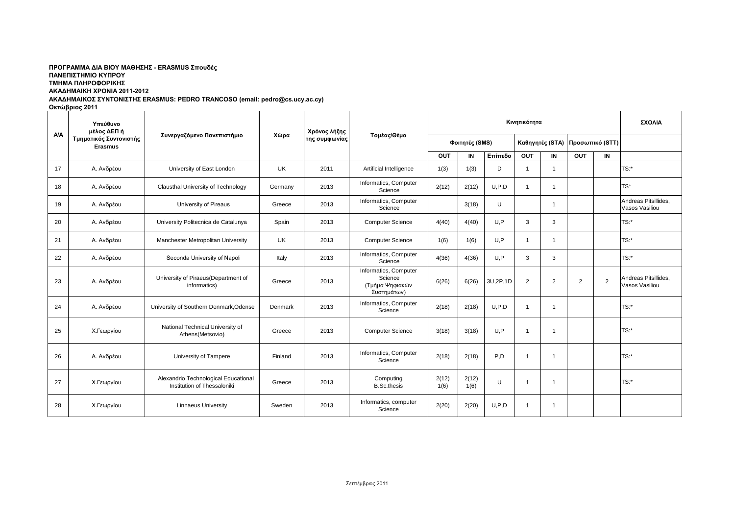**ΠΡΟΓΡΑΜΜΑ ΔΙΑ ΒΙΟΥ ΜΑΘΗΣΗΣ - ERASMUS Σπουδές**
**ΠΑΝΕΠΙΣΤΗΜΙΟ ΚΥΠΡΟΥ**
**ΤΜΗΜΑ ΠΛΗΡΟΦΟΡΙΚΗΣ**
**ΑΚΑΔΗΜΑΙΚΗ ΧΡΟΝΙΑ 2011-2012**
**ΑΚΑΔΗΜΑΙΚΟΣ ΣΥΝΤΟΝΙΣΤΗΣ ERASMUS: PEDRO TRANCOSO (email: pedro@cs.ucy.ac.cy)**
**Οκτώβριος 2011**

| Α/Α | Υπεύθυνο μέλος ΔΕΠ ή Τμηματικός Συντονιστής Erasmus | Συνεργαζόμενο Πανεπιστήμιο | Χώρα | Χρόνος λήξης της συμφωνίας | Τομέας/Θέμα | Κινητικότητα | | | | | | | ΣΧΟΛΙΑ |
|---|---|---|---|---|---|---|---|---|---|---|---|---|---|
| | | | | | | Φοιτητές (SMS) | | | Καθηγητές (STA) | | Προσωπικό (STT) | | |
| | | | | | | OUT | IN | Επίπεδο | OUT | IN | OUT | IN | |
| 17 | Α. Ανδρέου | University of East London | UK | 2011 | Artificial Intelligence | 1(3) | 1(3) | D | 1 | 1 | | | TS:* |
| 18 | Α. Ανδρέου | Clausthal University of Technology | Germany | 2013 | Informatics, Computer Science | 2(12) | 2(12) | U,P,D | 1 | 1 | | | TS* |
| 19 | Α. Ανδρέου | University of Pireaus | Greece | 2013 | Informatics, Computer Science | | 3(18) | U | | 1 | | | Andreas Pitsillides, Vasos Vasiliou |
| 20 | Α. Ανδρέου | University Politecnica de Catalunya | Spain | 2013 | Computer Science | 4(40) | 4(40) | U,P | 3 | 3 | | | TS:* |
| 21 | Α. Ανδρέου | Manchester Metropolitan University | UK | 2013 | Computer Science | 1(6) | 1(6) | U,P | 1 | 1 | | | TS:* |
| 22 | Α. Ανδρέου | Seconda University of Napoli | Italy | 2013 | Informatics, Computer Science | 4(36) | 4(36) | U,P | 3 | 3 | | | TS:* |
| 23 | Α. Ανδρέου | University of Piraeus(Department of informatics) | Greece | 2013 | Informatics, Computer Science (Τμήμα Ψηφιακών Συστημάτων) | 6(26) | 6(26) | 3U,2P,1D | 2 | 2 | 2 | 2 | Andreas Pitsillides, Vasos Vasiliou |
| 24 | Α. Ανδρέου | University of Southern Denmark,Odense | Denmark | 2013 | Informatics, Computer Science | 2(18) | 2(18) | U,P,D | 1 | 1 | | | TS:* |
| 25 | Χ.Γεωργίου | National Technical University of Athens(Metsovio) | Greece | 2013 | Computer Science | 3(18) | 3(18) | U,P | 1 | 1 | | | TS:* |
| 26 | Α. Ανδρέου | University of Tampere | Finland | 2013 | Informatics, Computer Science | 2(18) | 2(18) | P,D | 1 | 1 | | | TS:* |
| 27 | Χ.Γεωργίου | Alexandrio Technological Educational Institution of Thessaloniki | Greece | 2013 | Computing B.Sc.thesis | 2(12) 1(6) | 2(12) 1(6) | U | 1 | 1 | | | TS:* |
| 28 | Χ.Γεωργίου | Linnaeus University | Sweden | 2013 | Informatics, computer Science | 2(20) | 2(20) | U,P,D | 1 | 1 | | | |

Σεπτέμβριος 2011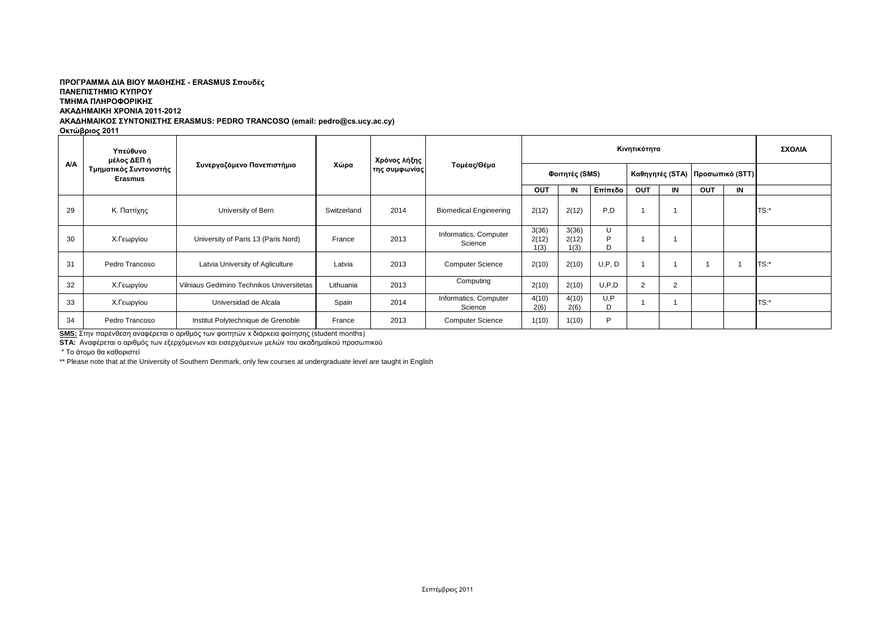**ΠΡΟΓΡΑΜΜΑ ΔΙΑ ΒΙΟΥ ΜΑΘΗΣΗΣ - ERASMUS Σπουδές**
**ΠΑΝΕΠΙΣΤΗΜΙΟ ΚΥΠΡΟΥ**
**ΤΜΗΜΑ ΠΛΗΡΟΦΟΡΙΚΗΣ**
**ΑΚΑΔΗΜΑΙΚΗ ΧΡΟΝΙΑ 2011-2012**
**ΑΚΑΔΗΜΑΙΚΟΣ ΣΥΝΤΟΝΙΣΤΗΣ ERASMUS: PEDRO TRANCOSO (email: pedro@cs.ucy.ac.cy)**
**Οκτώβριος 2011**

| Α/Α | Υπεύθυνο μέλος ΔΕΠ ή Τμηματικός Συντονιστής Erasmus | Συνεργαζόμενο Πανεπιστήμιο | Χώρα | Χρόνος λήξης της συμφωνίας | Τομέας/Θέμα | Κινητικότητα | | | | | | | ΣΧΟΛΙΑ |
|---|---|---|---|---|---|---|---|---|---|---|---|---|---|
| | | | | | | Φοιτητές (SMS) | | | Καθηγητές (STA) | | Προσωπικό (STT) | | |
| | | | | | | OUT | IN | Επίπεδο | OUT | IN | OUT | IN | |
| 29 | Κ. Παττίχης | University of Bern | Switzerland | 2014 | Biomedical Engineering | 2(12) | 2(12) | P,D | 1 | 1 | | | TS:* |
| 30 | Χ.Γεωργίου | University of Paris 13 (Paris Nord) | France | 2013 | Informatics, Computer Science | 3(36) 2(12) 1(3) | 3(36) 2(12) 1(3) | U P D | 1 | 1 | | | |
| 31 | Pedro Trancoso | Latvia University of Aglicultur​e | Latvia | 2013 | Computer Science | 2(10) | 2(10) | U,P, D | 1 | 1 | 1 | 1 | TS:* |
| 32 | Χ.Γεωργίου | Vilniaus Gedimino Technikos Universitetas | Lithuania | 2013 | Computing | 2(10) | 2(10) | U,P,D | 2 | 2 | | | |
| 33 | Χ.Γεωργίου | Universidad de Alcala | Spain | 2014 | Informatics, Computer Science | 4(10) 2(6) | 4(10) 2(6) | U,P D | 1 | 1 | | | TS:* |
| 34 | Pedro Trancoso | Institut Polytechnique de Grenoble | France | 2013 | Computer Science | 1(10) | 1(10) | P | | | | | |

**SMS:** Στην παρένθεση αναφέρεται ο αριθμός των φοιτητών x διάρκεια φοίτησης (student months)

**STA:** Αναφέρεται ο αριθμός των εξερχόμενων και εισερχόμενων μελών του ακαδημαϊκού προσωπικού

\* Το άτομο θα καθοριστεί

** Please note that at the University of Southern Denmark, only few courses at undergraduate level are taught in English